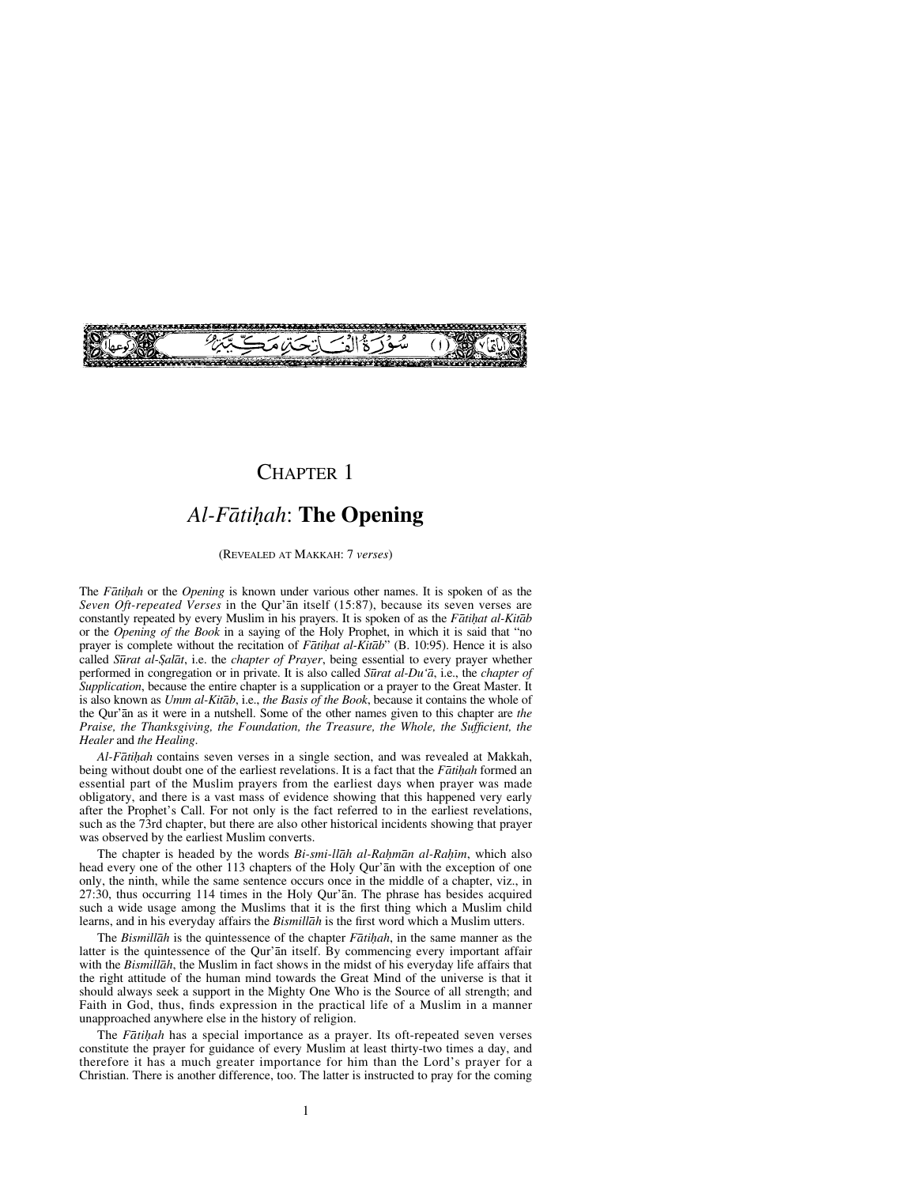سُورَةُ الْفَاتِحَةِ مَكِّيَّةٌ (١)

# CHAPTER 1

## *Al-Fātiḥah*: **The Opening**

(REVEALED AT MAKKAH: 7 *verses*)

The *Fātiḥah* or the *Opening* is known under various other names. It is spoken of as the *Seven Oft-repeated Verses* in the Qur'ān itself (15:87), because its seven verses are constantly repeated by every Muslim in his prayers. It is spoken of as the *Fātiḥat al-Kitāb* or the *Opening of the Book* in a saying of the Holy Prophet, in which it is said that "no prayer is complete without the recitation of *Fātiḥat al-Kitāb*" (B. 10:95). Hence it is also called *Sūrat al-Ṣalāt*, i.e. the *chapter of Prayer*, being essential to every prayer whether performed in congregation or in private. It is also called *Sūrat al-Du'ā*, i.e., the *chapter of Supplication*, because the entire chapter is a supplication or a prayer to the Great Master. It is also known as *Umm al-Kitāb*, i.e., *the Basis of the Book*, because it contains the whole of the Qur'ān as it were in a nutshell. Some of the other names given to this chapter are *the Praise, the Thanksgiving, the Foundation, the Treasure, the Whole, the Sufficient, the Healer* and *the Healing*.

*Al-Fātiḥah* contains seven verses in a single section, and was revealed at Makkah, being without doubt one of the earliest revelations. It is a fact that the *Fātiḥah* formed an essential part of the Muslim prayers from the earliest days when prayer was made obligatory, and there is a vast mass of evidence showing that this happened very early after the Prophet's Call. For not only is the fact referred to in the earliest revelations, such as the 73rd chapter, but there are also other historical incidents showing that prayer was observed by the earliest Muslim converts.

The chapter is headed by the words *Bi-smi-llāh al-Raḥmān al-Raḥīm*, which also head every one of the other 113 chapters of the Holy Qur'ān with the exception of one only, the ninth, while the same sentence occurs once in the middle of a chapter, viz., in 27:30, thus occurring 114 times in the Holy Qur'ān. The phrase has besides acquired such a wide usage among the Muslims that it is the first thing which a Muslim child learns, and in his everyday affairs the *Bismillāh* is the first word which a Muslim utters.

The *Bismillāh* is the quintessence of the chapter *Fātiḥah*, in the same manner as the latter is the quintessence of the Qur'ān itself. By commencing every important affair with the *Bismillāh*, the Muslim in fact shows in the midst of his everyday life affairs that the right attitude of the human mind towards the Great Mind of the universe is that it should always seek a support in the Mighty One Who is the Source of all strength; and Faith in God, thus, finds expression in the practical life of a Muslim in a manner unapproached anywhere else in the history of religion.

The *Fātiḥah* has a special importance as a prayer. Its oft-repeated seven verses constitute the prayer for guidance of every Muslim at least thirty-two times a day, and therefore it has a much greater importance for him than the Lord's prayer for a Christian. There is another difference, too. The latter is instructed to pray for the coming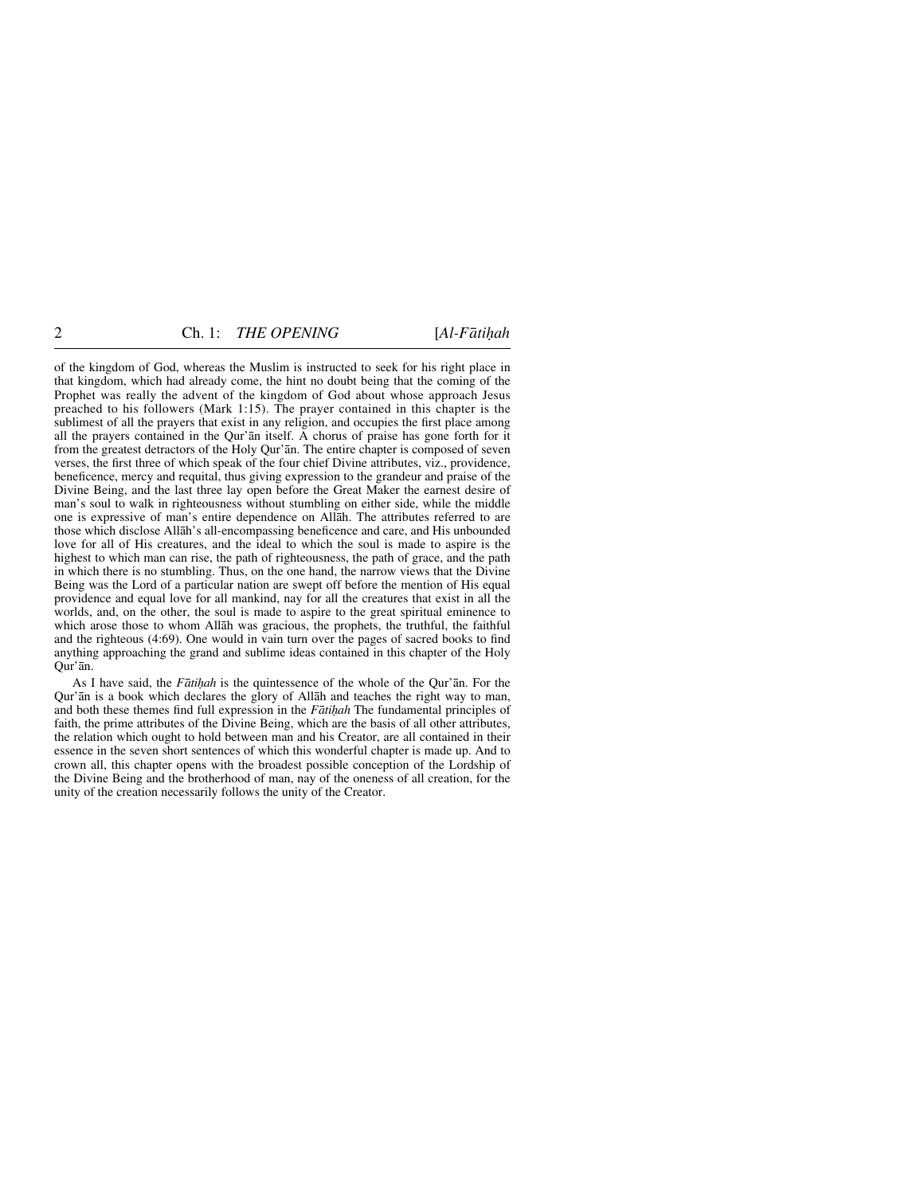of the kingdom of God, whereas the Muslim is instructed to seek for his right place in that kingdom, which had already come, the hint no doubt being that the coming of the Prophet was really the advent of the kingdom of God about whose approach Jesus preached to his followers (Mark 1:15). The prayer contained in this chapter is the sublimest of all the prayers that exist in any religion, and occupies the first place among all the prayers contained in the Qur'ān itself. A chorus of praise has gone forth for it from the greatest detractors of the Holy Qur'ān. The entire chapter is composed of seven verses, the first three of which speak of the four chief Divine attributes, viz., providence, beneficence, mercy and requital, thus giving expression to the grandeur and praise of the Divine Being, and the last three lay open before the Great Maker the earnest desire of man's soul to walk in righteousness without stumbling on either side, while the middle one is expressive of man's entire dependence on Allāh. The attributes referred to are those which disclose Allāh's all-encompassing beneficence and care, and His unbounded love for all of His creatures, and the ideal to which the soul is made to aspire is the highest to which man can rise, the path of righteousness, the path of grace, and the path in which there is no stumbling. Thus, on the one hand, the narrow views that the Divine Being was the Lord of a particular nation are swept off before the mention of His equal providence and equal love for all mankind, nay for all the creatures that exist in all the worlds, and, on the other, the soul is made to aspire to the great spiritual eminence to which arose those to whom Allāh was gracious, the prophets, the truthful, the faithful and the righteous (4:69). One would in vain turn over the pages of sacred books to find anything approaching the grand and sublime ideas contained in this chapter of the Holy Qur'ān.

As I have said, the *Fātiḥah* is the quintessence of the whole of the Qur'ān. For the Qur'ān is a book which declares the glory of Allāh and teaches the right way to man, and both these themes find full expression in the *Fātiḥah* The fundamental principles of faith, the prime attributes of the Divine Being, which are the basis of all other attributes, the relation which ought to hold between man and his Creator, are all contained in their essence in the seven short sentences of which this wonderful chapter is made up. And to crown all, this chapter opens with the broadest possible conception of the Lordship of the Divine Being and the brotherhood of man, nay of the oneness of all creation, for the unity of the creation necessarily follows the unity of the Creator.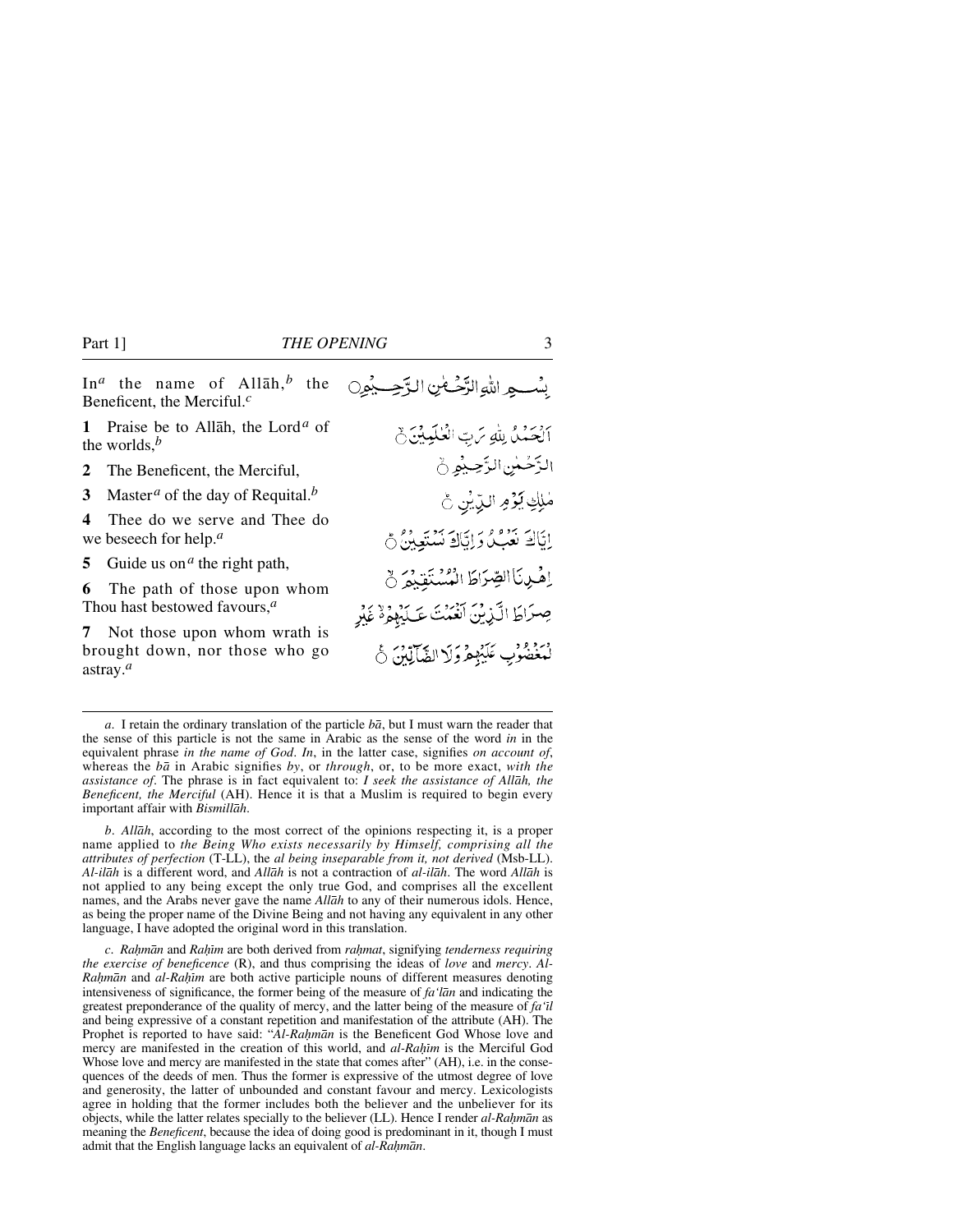In[a] the name of Allāh,[b] the Beneficent, the Merciful.[c]

بِسْمِ اللّٰهِ الرَّحْمٰنِ الرَّحِيْمِ ۝

**1** Praise be to Allāh, the Lord[a] of the worlds,[b]

اَلْحَمْدُ لِلّٰهِ رَبِّ الْعٰلَمِيْنَ ۝

**2** The Beneficent, the Merciful,

الرَّحْمٰنِ الرَّحِيْمِ ۝

**3** Master[a] of the day of Requital.[b]

مٰلِكِ يَوْمِ الدِّيْنِ ۝

**4** Thee do we serve and Thee do we beseech for help.[a]

اِيَّاكَ نَعْبُدُ وَاِيَّاكَ نَسْتَعِيْنُ ۝

**5** Guide us on[a] the right path,

اِهْدِنَا الصِّرَاطَ الْمُسْتَقِيْمَ ۝

**6** The path of those upon whom Thou hast bestowed favours,[a]

صِرَاطَ الَّذِيْنَ اَنْعَمْتَ عَلَيْهِمْ ۙ غَيْرِ

**7** Not those upon whom wrath is brought down, nor those who go astray.[a]

الْمَغْضُوْبِ عَلَيْهِمْ وَلَا الضَّآلِّيْنَ ۝

---

*a*. I retain the ordinary translation of the particle *bā*, but I must warn the reader that the sense of this particle is not the same in Arabic as the sense of the word *in* in the equivalent phrase *in the name of God*. *In*, in the latter case, signifies *on account of*, whereas the *bā* in Arabic signifies *by*, or *through*, or, to be more exact, *with the assistance of*. The phrase is in fact equivalent to: *I seek the assistance of Allāh, the Beneficent, the Merciful* (AH). Hence it is that a Muslim is required to begin every important affair with *Bismillāh*.

*b*. *Allāh*, according to the most correct of the opinions respecting it, is a proper name applied to *the Being Who exists necessarily by Himself, comprising all the attributes of perfection* (T-LL), the *al being inseparable from it, not derived* (Msb-LL). *Al-ilāh* is a different word, and *Allāh* is not a contraction of *al-ilāh*. The word *Allāh* is not applied to any being except the only true God, and comprises all the excellent names, and the Arabs never gave the name *Allāh* to any of their numerous idols. Hence, as being the proper name of the Divine Being and not having any equivalent in any other language, I have adopted the original word in this translation.

*c*. *Raḥmān* and *Raḥīm* are both derived from *raḥmat*, signifying *tenderness requiring the exercise of beneficence* (R), and thus comprising the ideas of *love* and *mercy*. *Al-Raḥmān* and *al-Raḥīm* are both active participle nouns of different measures denoting intensiveness of significance, the former being of the measure of *fa'lān* and indicating the greatest preponderance of the quality of mercy, and the latter being of the measure of *fa'īl* and being expressive of a constant repetition and manifestation of the attribute (AH). The Prophet is reported to have said: "*Al-Raḥmān* is the Beneficent God Whose love and mercy are manifested in the creation of this world, and *al-Raḥīm* is the Merciful God Whose love and mercy are manifested in the state that comes after" (AH), i.e. in the consequences of the deeds of men. Thus the former is expressive of the utmost degree of love and generosity, the latter of unbounded and constant favour and mercy. Lexicologists agree in holding that the former includes both the believer and the unbeliever for its objects, while the latter relates specially to the believer (LL). Hence I render *al-Raḥmān* as meaning the *Beneficent*, because the idea of doing good is predominant in it, though I must admit that the English language lacks an equivalent of *al-Raḥmān*.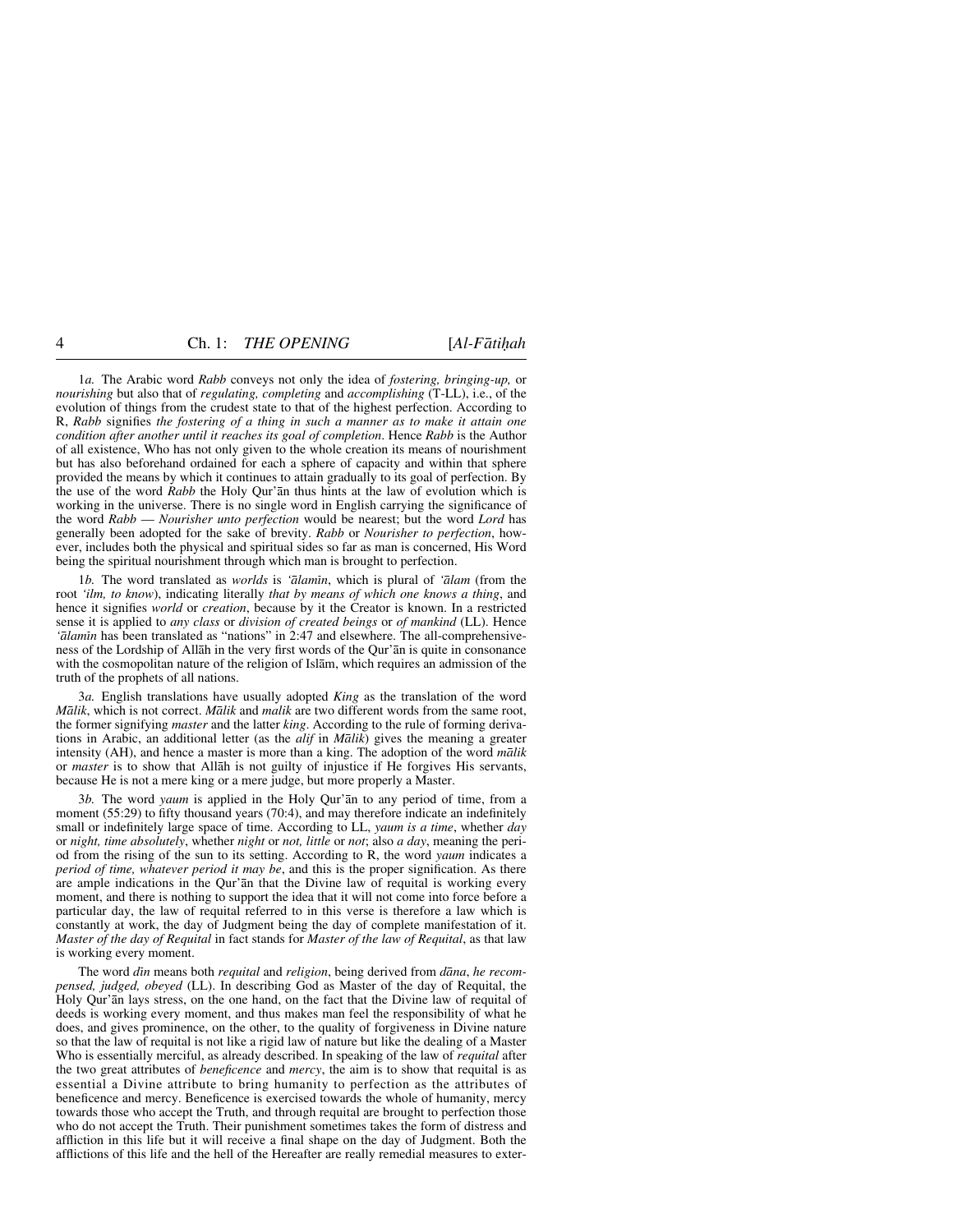1*a.* The Arabic word *Rabb* conveys not only the idea of *fostering, bringing-up,* or *nourishing* but also that of *regulating, completing* and *accomplishing* (T-LL), i.e., of the evolution of things from the crudest state to that of the highest perfection. According to R, *Rabb* signifies *the fostering of a thing in such a manner as to make it attain one condition after another until it reaches its goal of completion*. Hence *Rabb* is the Author of all existence, Who has not only given to the whole creation its means of nourishment but has also beforehand ordained for each a sphere of capacity and within that sphere provided the means by which it continues to attain gradually to its goal of perfection. By the use of the word *Rabb* the Holy Qur'ān thus hints at the law of evolution which is working in the universe. There is no single word in English carrying the significance of the word *Rabb* — *Nourisher unto perfection* would be nearest; but the word *Lord* has generally been adopted for the sake of brevity. *Rabb* or *Nourisher to perfection*, however, includes both the physical and spiritual sides so far as man is concerned, His Word being the spiritual nourishment through which man is brought to perfection.

1*b.* The word translated as *worlds* is *'ālamīn*, which is plural of *'ālam* (from the root *'ilm, to know*), indicating literally *that by means of which one knows a thing*, and hence it signifies *world* or *creation*, because by it the Creator is known. In a restricted sense it is applied to *any class* or *division of created beings* or *of mankind* (LL). Hence *'ālamīn* has been translated as "nations" in 2:47 and elsewhere. The all-comprehensiveness of the Lordship of Allāh in the very first words of the Qur'ān is quite in consonance with the cosmopolitan nature of the religion of Islām, which requires an admission of the truth of the prophets of all nations.

3*a.* English translations have usually adopted *King* as the translation of the word *Mālik*, which is not correct. *Mālik* and *malik* are two different words from the same root, the former signifying *master* and the latter *king*. According to the rule of forming derivations in Arabic, an additional letter (as the *alif* in *Mālik*) gives the meaning a greater intensity (AH), and hence a master is more than a king. The adoption of the word *mālik* or *master* is to show that Allāh is not guilty of injustice if He forgives His servants, because He is not a mere king or a mere judge, but more properly a Master.

3*b.* The word *yaum* is applied in the Holy Qur'ān to any period of time, from a moment (55:29) to fifty thousand years (70:4), and may therefore indicate an indefinitely small or indefinitely large space of time. According to LL, *yaum is a time*, whether *day* or *night, time absolutely*, whether *night* or *not, little* or *not*; also *a day*, meaning the period from the rising of the sun to its setting. According to R, the word *yaum* indicates a *period of time, whatever period it may be*, and this is the proper signification. As there are ample indications in the Qur'ān that the Divine law of requital is working every moment, and there is nothing to support the idea that it will not come into force before a particular day, the law of requital referred to in this verse is therefore a law which is constantly at work, the day of Judgment being the day of complete manifestation of it. *Master of the day of Requital* in fact stands for *Master of the law of Requital*, as that law is working every moment.

The word *dīn* means both *requital* and *religion*, being derived from *dāna*, *he recompensed, judged, obeyed* (LL). In describing God as Master of the day of Requital, the Holy Qur'ān lays stress, on the one hand, on the fact that the Divine law of requital of deeds is working every moment, and thus makes man feel the responsibility of what he does, and gives prominence, on the other, to the quality of forgiveness in Divine nature so that the law of requital is not like a rigid law of nature but like the dealing of a Master Who is essentially merciful, as already described. In speaking of the law of *requital* after the two great attributes of *beneficence* and *mercy*, the aim is to show that requital is as essential a Divine attribute to bring humanity to perfection as the attributes of beneficence and mercy. Beneficence is exercised towards the whole of humanity, mercy towards those who accept the Truth, and through requital are brought to perfection those who do not accept the Truth. Their punishment sometimes takes the form of distress and affliction in this life but it will receive a final shape on the day of Judgment. Both the afflictions of this life and the hell of the Hereafter are really remedial measures to exter-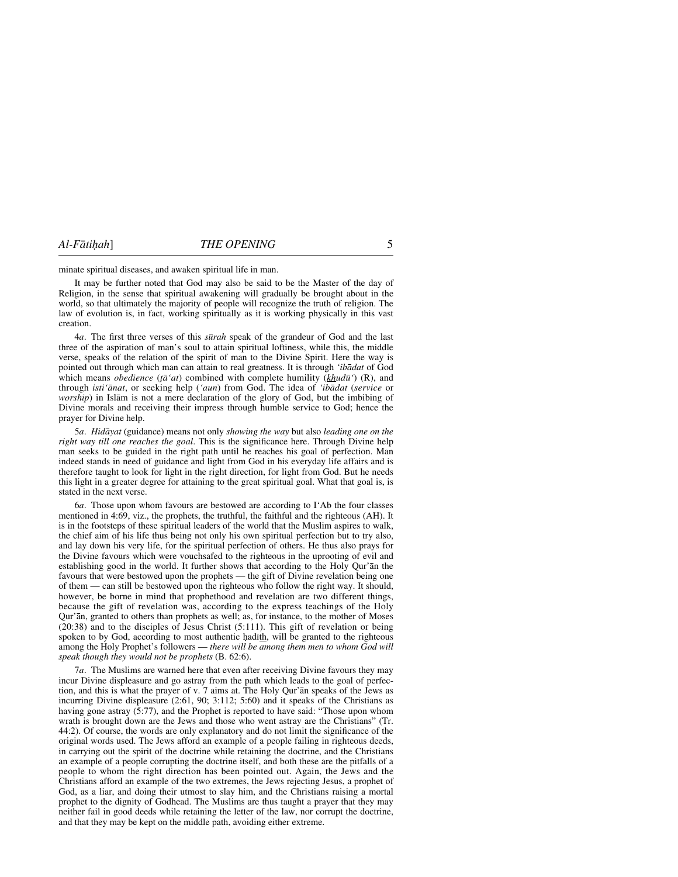minate spiritual diseases, and awaken spiritual life in man.

It may be further noted that God may also be said to be the Master of the day of Religion, in the sense that spiritual awakening will gradually be brought about in the world, so that ultimately the majority of people will recognize the truth of religion. The law of evolution is, in fact, working spiritually as it is working physically in this vast creation.

4*a*. The first three verses of this *sūrah* speak of the grandeur of God and the last three of the aspiration of man's soul to attain spiritual loftiness, while this, the middle verse, speaks of the relation of the spirit of man to the Divine Spirit. Here the way is pointed out through which man can attain to real greatness. It is through *'ibādat* of God which means *obedience* (*ṭā'at*) combined with complete humility (*khuḍū'*) (R), and through *isti'ānat*, or seeking help (*'aun*) from God. The idea of *'ibādat* (*service* or *worship*) in Islām is not a mere declaration of the glory of God, but the imbibing of Divine morals and receiving their impress through humble service to God; hence the prayer for Divine help.

5*a*. *Hidāyat* (guidance) means not only *showing the way* but also *leading one on the right way till one reaches the goal*. This is the significance here. Through Divine help man seeks to be guided in the right path until he reaches his goal of perfection. Man indeed stands in need of guidance and light from God in his everyday life affairs and is therefore taught to look for light in the right direction, for light from God. But he needs this light in a greater degree for attaining to the great spiritual goal. What that goal is, is stated in the next verse.

6*a*. Those upon whom favours are bestowed are according to I'Ab the four classes mentioned in 4:69, viz., the prophets, the truthful, the faithful and the righteous (AH). It is in the footsteps of these spiritual leaders of the world that the Muslim aspires to walk, the chief aim of his life thus being not only his own spiritual perfection but to try also, and lay down his very life, for the spiritual perfection of others. He thus also prays for the Divine favours which were vouchsafed to the righteous in the uprooting of evil and establishing good in the world. It further shows that according to the Holy Qur'ān the favours that were bestowed upon the prophets — the gift of Divine revelation being one of them — can still be bestowed upon the righteous who follow the right way. It should, however, be borne in mind that prophethood and revelation are two different things, because the gift of revelation was, according to the express teachings of the Holy Qur'ān, granted to others than prophets as well; as, for instance, to the mother of Moses (20:38) and to the disciples of Jesus Christ (5:111). This gift of revelation or being spoken to by God, according to most authentic ḥadīth, will be granted to the righteous among the Holy Prophet's followers — *there will be among them men to whom God will speak though they would not be prophets* (B. 62:6).

7*a*. The Muslims are warned here that even after receiving Divine favours they may incur Divine displeasure and go astray from the path which leads to the goal of perfection, and this is what the prayer of v. 7 aims at. The Holy Qur'ān speaks of the Jews as incurring Divine displeasure (2:61, 90; 3:112; 5:60) and it speaks of the Christians as having gone astray (5:77), and the Prophet is reported to have said: "Those upon whom wrath is brought down are the Jews and those who went astray are the Christians" (Tr. 44:2). Of course, the words are only explanatory and do not limit the significance of the original words used. The Jews afford an example of a people failing in righteous deeds, in carrying out the spirit of the doctrine while retaining the doctrine, and the Christians an example of a people corrupting the doctrine itself, and both these are the pitfalls of a people to whom the right direction has been pointed out. Again, the Jews and the Christians afford an example of the two extremes, the Jews rejecting Jesus, a prophet of God, as a liar, and doing their utmost to slay him, and the Christians raising a mortal prophet to the dignity of Godhead. The Muslims are thus taught a prayer that they may neither fail in good deeds while retaining the letter of the law, nor corrupt the doctrine, and that they may be kept on the middle path, avoiding either extreme.